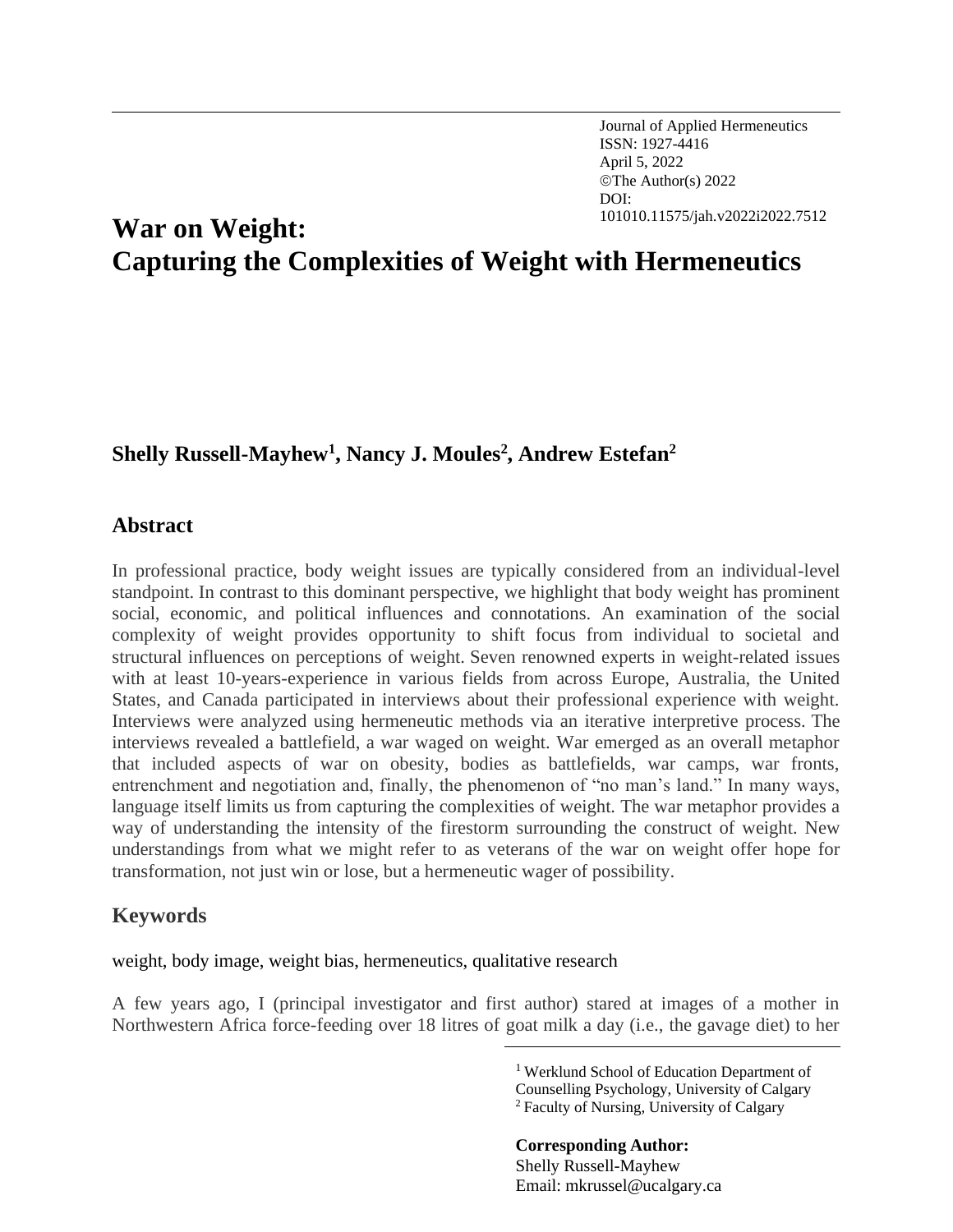Journal of Applied Hermeneutics
ISSN: 1927-4416
April 5, 2022
©The Author(s) 2022
DOI: 101010.11575/jah.v2022i2022.7512

# War on Weight: Capturing the Complexities of Weight with Hermeneutics

**Shelly Russell-Mayhew[1], Nancy J. Moules[2], Andrew Estefan[2]**

## Abstract

In professional practice, body weight issues are typically considered from an individual-level standpoint. In contrast to this dominant perspective, we highlight that body weight has prominent social, economic, and political influences and connotations. An examination of the social complexity of weight provides opportunity to shift focus from individual to societal and structural influences on perceptions of weight. Seven renowned experts in weight-related issues with at least 10-years-experience in various fields from across Europe, Australia, the United States, and Canada participated in interviews about their professional experience with weight. Interviews were analyzed using hermeneutic methods via an iterative interpretive process. The interviews revealed a battlefield, a war waged on weight. War emerged as an overall metaphor that included aspects of war on obesity, bodies as battlefields, war camps, war fronts, entrenchment and negotiation and, finally, the phenomenon of "no man's land." In many ways, language itself limits us from capturing the complexities of weight. The war metaphor provides a way of understanding the intensity of the firestorm surrounding the construct of weight. New understandings from what we might refer to as veterans of the war on weight offer hope for transformation, not just win or lose, but a hermeneutic wager of possibility.

## Keywords

weight, body image, weight bias, hermeneutics, qualitative research

A few years ago, I (principal investigator and first author) stared at images of a mother in Northwestern Africa force-feeding over 18 litres of goat milk a day (i.e., the gavage diet) to her

[1] Werklund School of Education Department of Counselling Psychology, University of Calgary
[2] Faculty of Nursing, University of Calgary

**Corresponding Author:**
Shelly Russell-Mayhew
Email: mkrussel@ucalgary.ca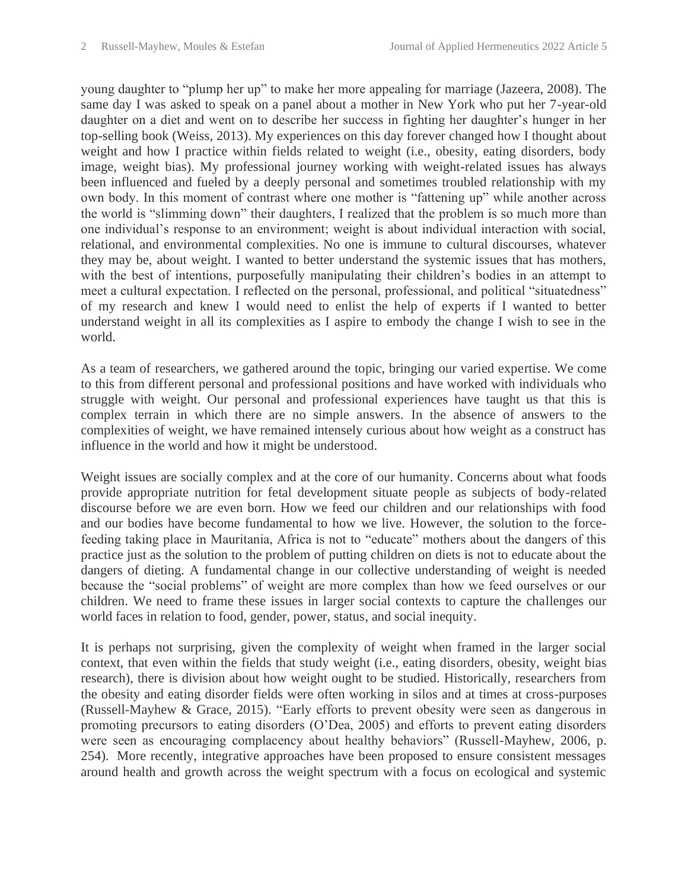young daughter to "plump her up" to make her more appealing for marriage (Jazeera, 2008). The same day I was asked to speak on a panel about a mother in New York who put her 7-year-old daughter on a diet and went on to describe her success in fighting her daughter's hunger in her top-selling book (Weiss, 2013). My experiences on this day forever changed how I thought about weight and how I practice within fields related to weight (i.e., obesity, eating disorders, body image, weight bias). My professional journey working with weight-related issues has always been influenced and fueled by a deeply personal and sometimes troubled relationship with my own body. In this moment of contrast where one mother is "fattening up" while another across the world is "slimming down" their daughters, I realized that the problem is so much more than one individual's response to an environment; weight is about individual interaction with social, relational, and environmental complexities. No one is immune to cultural discourses, whatever they may be, about weight. I wanted to better understand the systemic issues that has mothers, with the best of intentions, purposefully manipulating their children's bodies in an attempt to meet a cultural expectation. I reflected on the personal, professional, and political "situatedness" of my research and knew I would need to enlist the help of experts if I wanted to better understand weight in all its complexities as I aspire to embody the change I wish to see in the world.

As a team of researchers, we gathered around the topic, bringing our varied expertise. We come to this from different personal and professional positions and have worked with individuals who struggle with weight. Our personal and professional experiences have taught us that this is complex terrain in which there are no simple answers. In the absence of answers to the complexities of weight, we have remained intensely curious about how weight as a construct has influence in the world and how it might be understood.

Weight issues are socially complex and at the core of our humanity. Concerns about what foods provide appropriate nutrition for fetal development situate people as subjects of body-related discourse before we are even born. How we feed our children and our relationships with food and our bodies have become fundamental to how we live. However, the solution to the force-feeding taking place in Mauritania, Africa is not to "educate" mothers about the dangers of this practice just as the solution to the problem of putting children on diets is not to educate about the dangers of dieting. A fundamental change in our collective understanding of weight is needed because the "social problems" of weight are more complex than how we feed ourselves or our children. We need to frame these issues in larger social contexts to capture the challenges our world faces in relation to food, gender, power, status, and social inequity.

It is perhaps not surprising, given the complexity of weight when framed in the larger social context, that even within the fields that study weight (i.e., eating disorders, obesity, weight bias research), there is division about how weight ought to be studied. Historically, researchers from the obesity and eating disorder fields were often working in silos and at times at cross-purposes (Russell-Mayhew & Grace, 2015). "Early efforts to prevent obesity were seen as dangerous in promoting precursors to eating disorders (O'Dea, 2005) and efforts to prevent eating disorders were seen as encouraging complacency about healthy behaviors" (Russell-Mayhew, 2006, p. 254). More recently, integrative approaches have been proposed to ensure consistent messages around health and growth across the weight spectrum with a focus on ecological and systemic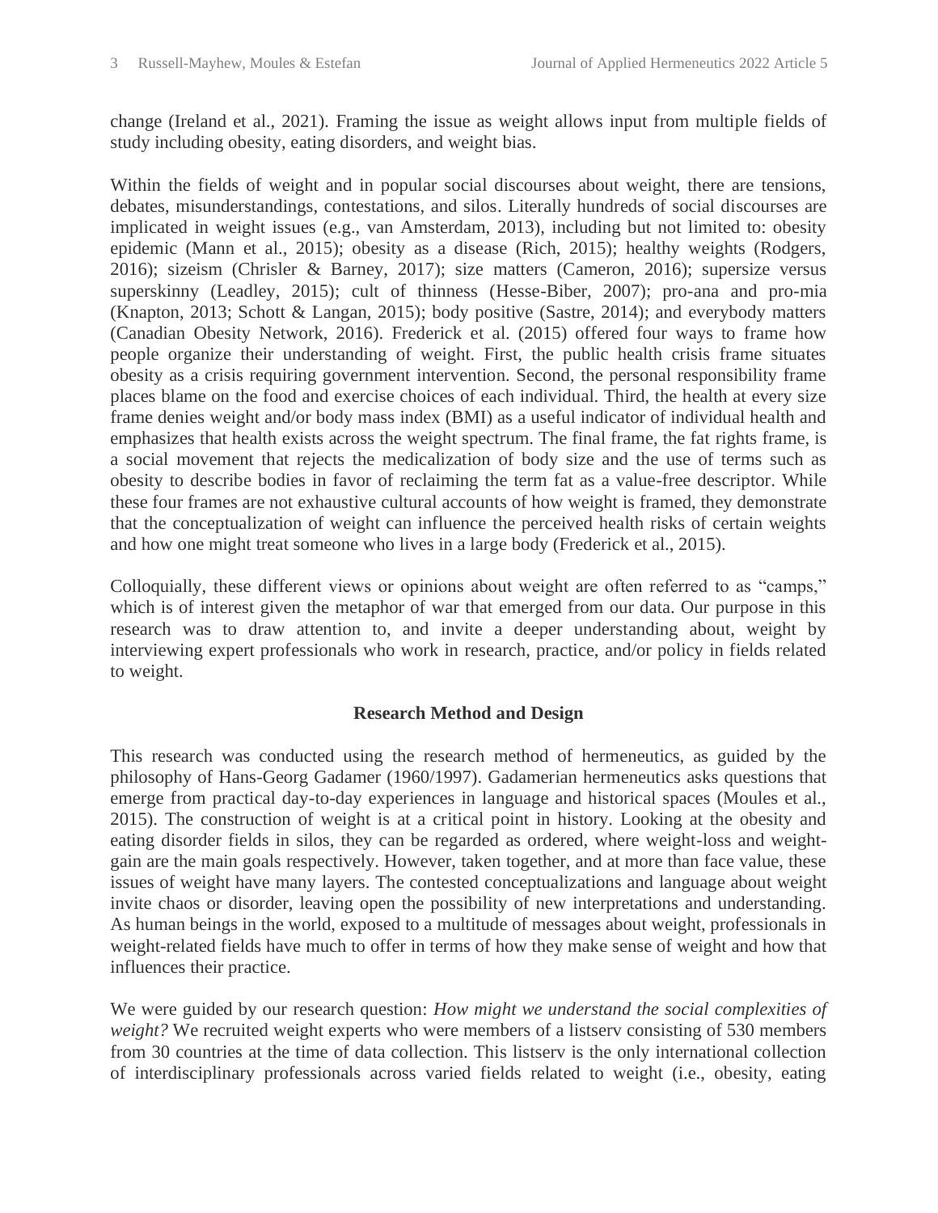change (Ireland et al., 2021). Framing the issue as weight allows input from multiple fields of study including obesity, eating disorders, and weight bias.

Within the fields of weight and in popular social discourses about weight, there are tensions, debates, misunderstandings, contestations, and silos. Literally hundreds of social discourses are implicated in weight issues (e.g., van Amsterdam, 2013), including but not limited to: obesity epidemic (Mann et al., 2015); obesity as a disease (Rich, 2015); healthy weights (Rodgers, 2016); sizeism (Chrisler & Barney, 2017); size matters (Cameron, 2016); supersize versus superskinny (Leadley, 2015); cult of thinness (Hesse-Biber, 2007); pro-ana and pro-mia (Knapton, 2013; Schott & Langan, 2015); body positive (Sastre, 2014); and everybody matters (Canadian Obesity Network, 2016). Frederick et al. (2015) offered four ways to frame how people organize their understanding of weight. First, the public health crisis frame situates obesity as a crisis requiring government intervention. Second, the personal responsibility frame places blame on the food and exercise choices of each individual. Third, the health at every size frame denies weight and/or body mass index (BMI) as a useful indicator of individual health and emphasizes that health exists across the weight spectrum. The final frame, the fat rights frame, is a social movement that rejects the medicalization of body size and the use of terms such as obesity to describe bodies in favor of reclaiming the term fat as a value-free descriptor. While these four frames are not exhaustive cultural accounts of how weight is framed, they demonstrate that the conceptualization of weight can influence the perceived health risks of certain weights and how one might treat someone who lives in a large body (Frederick et al., 2015).

Colloquially, these different views or opinions about weight are often referred to as "camps," which is of interest given the metaphor of war that emerged from our data. Our purpose in this research was to draw attention to, and invite a deeper understanding about, weight by interviewing expert professionals who work in research, practice, and/or policy in fields related to weight.

## Research Method and Design

This research was conducted using the research method of hermeneutics, as guided by the philosophy of Hans-Georg Gadamer (1960/1997). Gadamerian hermeneutics asks questions that emerge from practical day-to-day experiences in language and historical spaces (Moules et al., 2015). The construction of weight is at a critical point in history. Looking at the obesity and eating disorder fields in silos, they can be regarded as ordered, where weight-loss and weight-gain are the main goals respectively. However, taken together, and at more than face value, these issues of weight have many layers. The contested conceptualizations and language about weight invite chaos or disorder, leaving open the possibility of new interpretations and understanding. As human beings in the world, exposed to a multitude of messages about weight, professionals in weight-related fields have much to offer in terms of how they make sense of weight and how that influences their practice.

We were guided by our research question: *How might we understand the social complexities of weight?* We recruited weight experts who were members of a listserv consisting of 530 members from 30 countries at the time of data collection. This listserv is the only international collection of interdisciplinary professionals across varied fields related to weight (i.e., obesity, eating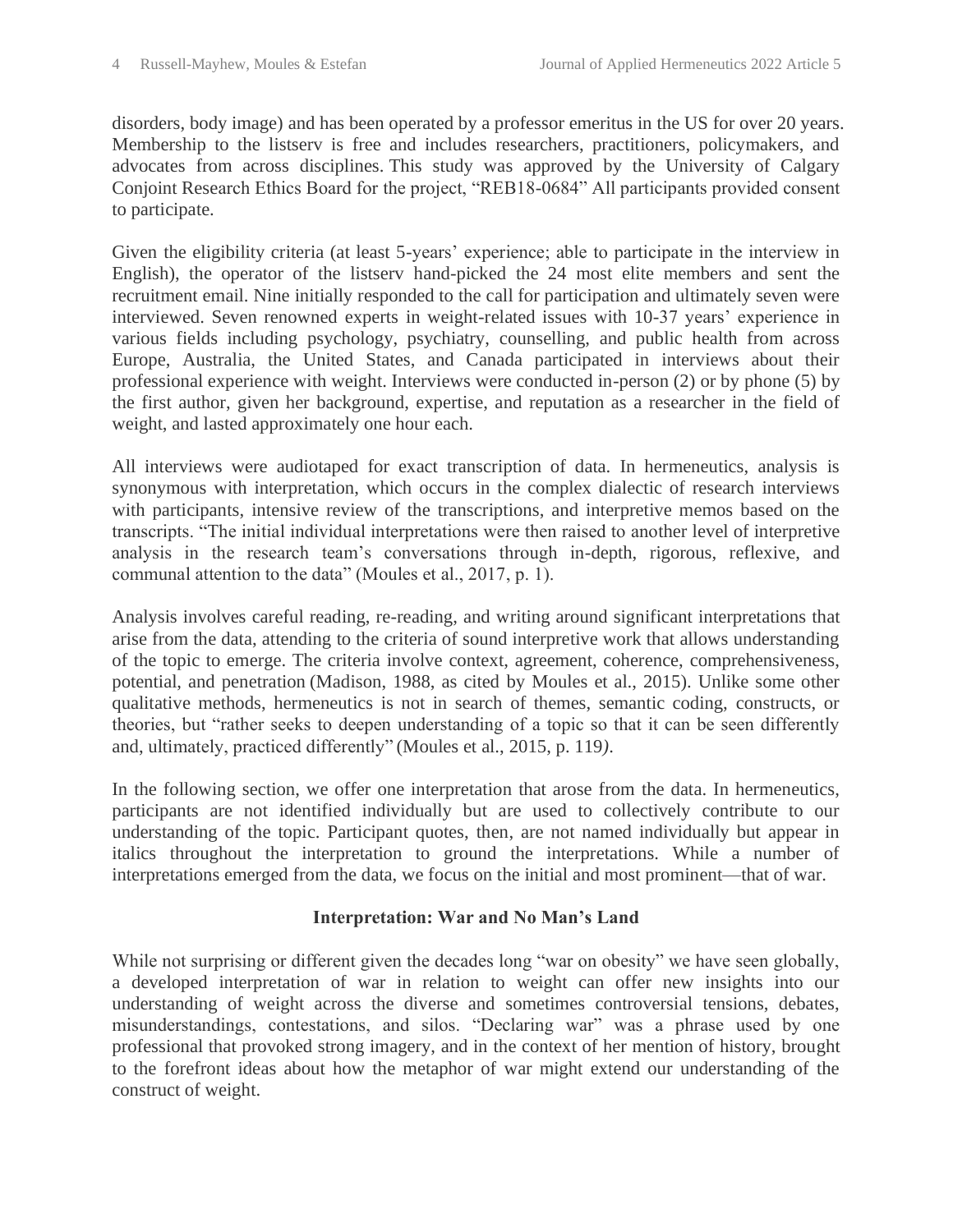disorders, body image) and has been operated by a professor emeritus in the US for over 20 years. Membership to the listserv is free and includes researchers, practitioners, policymakers, and advocates from across disciplines. This study was approved by the University of Calgary Conjoint Research Ethics Board for the project, "REB18-0684" All participants provided consent to participate.

Given the eligibility criteria (at least 5-years' experience; able to participate in the interview in English), the operator of the listserv hand-picked the 24 most elite members and sent the recruitment email. Nine initially responded to the call for participation and ultimately seven were interviewed. Seven renowned experts in weight-related issues with 10-37 years' experience in various fields including psychology, psychiatry, counselling, and public health from across Europe, Australia, the United States, and Canada participated in interviews about their professional experience with weight. Interviews were conducted in-person (2) or by phone (5) by the first author, given her background, expertise, and reputation as a researcher in the field of weight, and lasted approximately one hour each.

All interviews were audiotaped for exact transcription of data. In hermeneutics, analysis is synonymous with interpretation, which occurs in the complex dialectic of research interviews with participants, intensive review of the transcriptions, and interpretive memos based on the transcripts. "The initial individual interpretations were then raised to another level of interpretive analysis in the research team's conversations through in-depth, rigorous, reflexive, and communal attention to the data" (Moules et al., 2017, p. 1).

Analysis involves careful reading, re-reading, and writing around significant interpretations that arise from the data, attending to the criteria of sound interpretive work that allows understanding of the topic to emerge. The criteria involve context, agreement, coherence, comprehensiveness, potential, and penetration (Madison, 1988, as cited by Moules et al., 2015). Unlike some other qualitative methods, hermeneutics is not in search of themes, semantic coding, constructs, or theories, but "rather seeks to deepen understanding of a topic so that it can be seen differently and, ultimately, practiced differently" (Moules et al., 2015, p. 119).

In the following section, we offer one interpretation that arose from the data. In hermeneutics, participants are not identified individually but are used to collectively contribute to our understanding of the topic. Participant quotes, then, are not named individually but appear in italics throughout the interpretation to ground the interpretations. While a number of interpretations emerged from the data, we focus on the initial and most prominent—that of war.

## Interpretation: War and No Man's Land

While not surprising or different given the decades long "war on obesity" we have seen globally, a developed interpretation of war in relation to weight can offer new insights into our understanding of weight across the diverse and sometimes controversial tensions, debates, misunderstandings, contestations, and silos. "Declaring war" was a phrase used by one professional that provoked strong imagery, and in the context of her mention of history, brought to the forefront ideas about how the metaphor of war might extend our understanding of the construct of weight.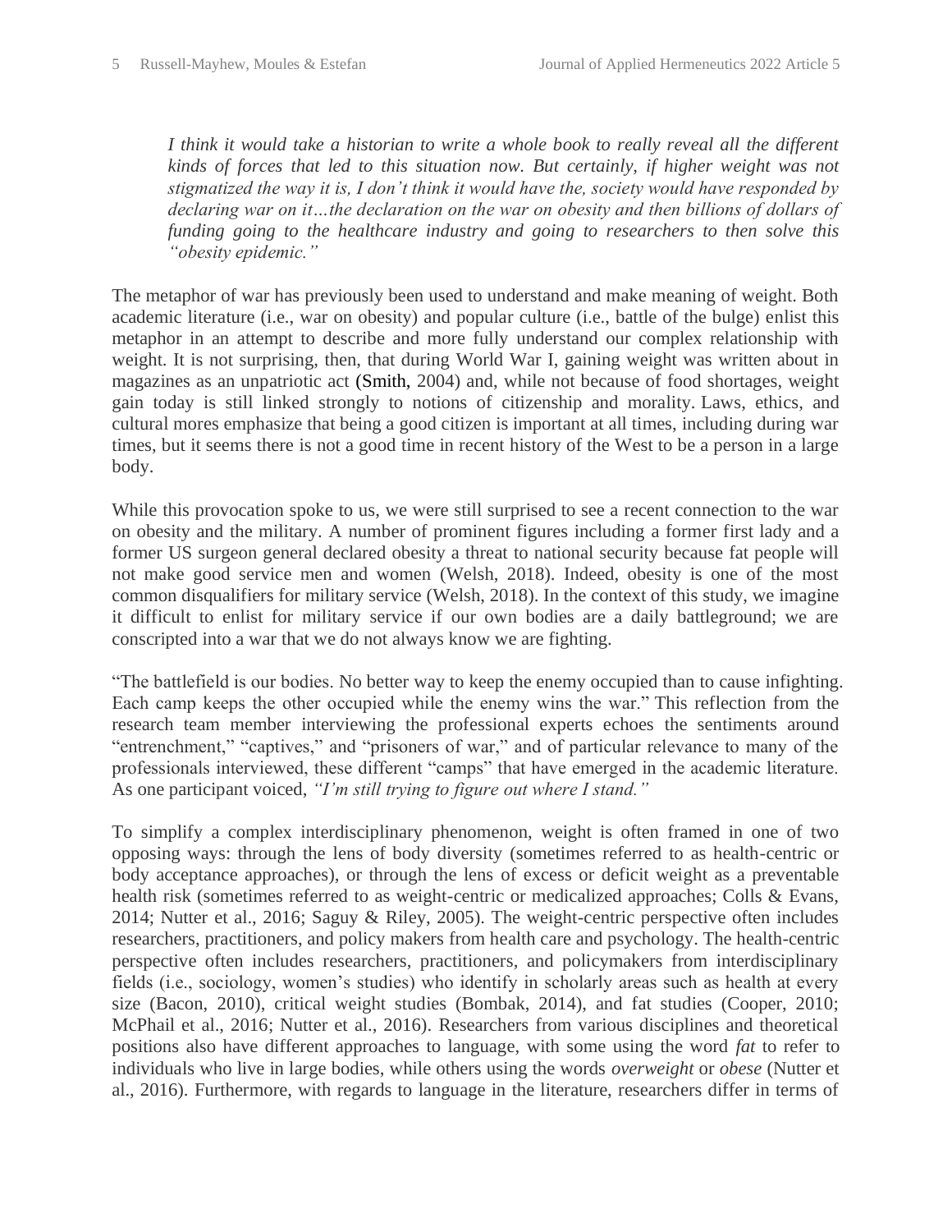*I think it would take a historian to write a whole book to really reveal all the different kinds of forces that led to this situation now. But certainly, if higher weight was not stigmatized the way it is, I don't think it would have the, society would have responded by declaring war on it…the declaration on the war on obesity and then billions of dollars of funding going to the healthcare industry and going to researchers to then solve this "obesity epidemic."*

The metaphor of war has previously been used to understand and make meaning of weight. Both academic literature (i.e., war on obesity) and popular culture (i.e., battle of the bulge) enlist this metaphor in an attempt to describe and more fully understand our complex relationship with weight. It is not surprising, then, that during World War I, gaining weight was written about in magazines as an unpatriotic act (Smith, 2004) and, while not because of food shortages, weight gain today is still linked strongly to notions of citizenship and morality. Laws, ethics, and cultural mores emphasize that being a good citizen is important at all times, including during war times, but it seems there is not a good time in recent history of the West to be a person in a large body.

While this provocation spoke to us, we were still surprised to see a recent connection to the war on obesity and the military. A number of prominent figures including a former first lady and a former US surgeon general declared obesity a threat to national security because fat people will not make good service men and women (Welsh, 2018). Indeed, obesity is one of the most common disqualifiers for military service (Welsh, 2018). In the context of this study, we imagine it difficult to enlist for military service if our own bodies are a daily battleground; we are conscripted into a war that we do not always know we are fighting.

"The battlefield is our bodies. No better way to keep the enemy occupied than to cause infighting. Each camp keeps the other occupied while the enemy wins the war." This reflection from the research team member interviewing the professional experts echoes the sentiments around "entrenchment," "captives," and "prisoners of war," and of particular relevance to many of the professionals interviewed, these different "camps" that have emerged in the academic literature. As one participant voiced, *"I'm still trying to figure out where I stand."*

To simplify a complex interdisciplinary phenomenon, weight is often framed in one of two opposing ways: through the lens of body diversity (sometimes referred to as health-centric or body acceptance approaches), or through the lens of excess or deficit weight as a preventable health risk (sometimes referred to as weight-centric or medicalized approaches; Colls & Evans, 2014; Nutter et al., 2016; Saguy & Riley, 2005). The weight-centric perspective often includes researchers, practitioners, and policy makers from health care and psychology. The health-centric perspective often includes researchers, practitioners, and policymakers from interdisciplinary fields (i.e., sociology, women's studies) who identify in scholarly areas such as health at every size (Bacon, 2010), critical weight studies (Bombak, 2014), and fat studies (Cooper, 2010; McPhail et al., 2016; Nutter et al., 2016). Researchers from various disciplines and theoretical positions also have different approaches to language, with some using the word *fat* to refer to individuals who live in large bodies, while others using the words *overweight* or *obese* (Nutter et al., 2016). Furthermore, with regards to language in the literature, researchers differ in terms of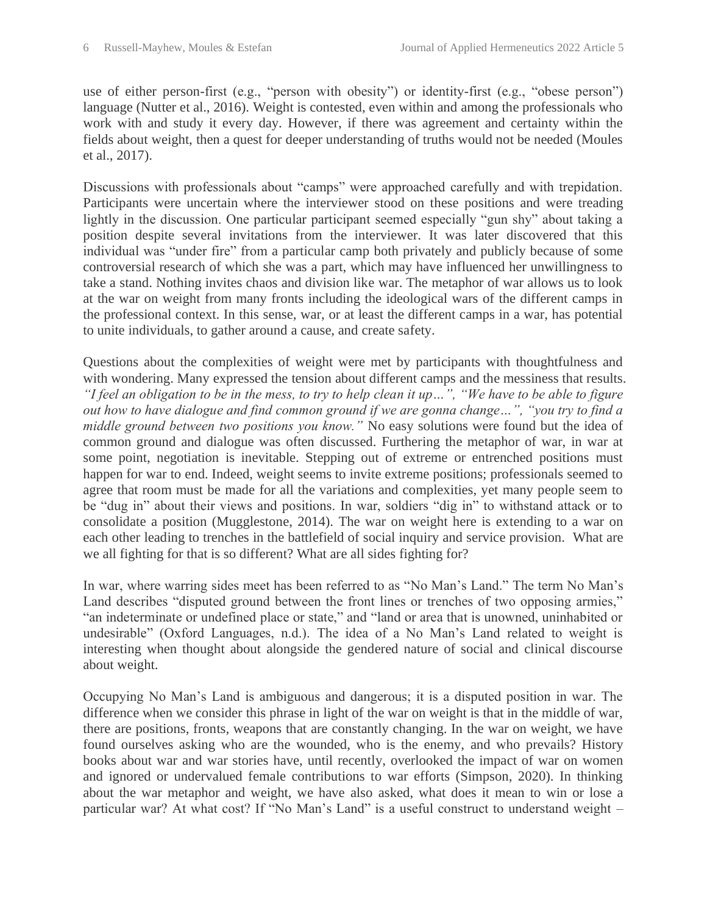use of either person-first (e.g., "person with obesity") or identity-first (e.g., "obese person") language (Nutter et al., 2016). Weight is contested, even within and among the professionals who work with and study it every day. However, if there was agreement and certainty within the fields about weight, then a quest for deeper understanding of truths would not be needed (Moules et al., 2017).

Discussions with professionals about "camps" were approached carefully and with trepidation. Participants were uncertain where the interviewer stood on these positions and were treading lightly in the discussion. One particular participant seemed especially "gun shy" about taking a position despite several invitations from the interviewer. It was later discovered that this individual was "under fire" from a particular camp both privately and publicly because of some controversial research of which she was a part, which may have influenced her unwillingness to take a stand. Nothing invites chaos and division like war. The metaphor of war allows us to look at the war on weight from many fronts including the ideological wars of the different camps in the professional context. In this sense, war, or at least the different camps in a war, has potential to unite individuals, to gather around a cause, and create safety.

Questions about the complexities of weight were met by participants with thoughtfulness and with wondering. Many expressed the tension about different camps and the messiness that results. *"I feel an obligation to be in the mess, to try to help clean it up…", "We have to be able to figure out how to have dialogue and find common ground if we are gonna change…", "you try to find a middle ground between two positions you know."* No easy solutions were found but the idea of common ground and dialogue was often discussed. Furthering the metaphor of war, in war at some point, negotiation is inevitable. Stepping out of extreme or entrenched positions must happen for war to end. Indeed, weight seems to invite extreme positions; professionals seemed to agree that room must be made for all the variations and complexities, yet many people seem to be "dug in" about their views and positions. In war, soldiers "dig in" to withstand attack or to consolidate a position (Mugglestone, 2014). The war on weight here is extending to a war on each other leading to trenches in the battlefield of social inquiry and service provision. What are we all fighting for that is so different? What are all sides fighting for?

In war, where warring sides meet has been referred to as "No Man's Land." The term No Man's Land describes "disputed ground between the front lines or trenches of two opposing armies," "an indeterminate or undefined place or state," and "land or area that is unowned, uninhabited or undesirable" (Oxford Languages, n.d.). The idea of a No Man's Land related to weight is interesting when thought about alongside the gendered nature of social and clinical discourse about weight.

Occupying No Man's Land is ambiguous and dangerous; it is a disputed position in war. The difference when we consider this phrase in light of the war on weight is that in the middle of war, there are positions, fronts, weapons that are constantly changing. In the war on weight, we have found ourselves asking who are the wounded, who is the enemy, and who prevails? History books about war and war stories have, until recently, overlooked the impact of war on women and ignored or undervalued female contributions to war efforts (Simpson, 2020). In thinking about the war metaphor and weight, we have also asked, what does it mean to win or lose a particular war? At what cost? If "No Man's Land" is a useful construct to understand weight –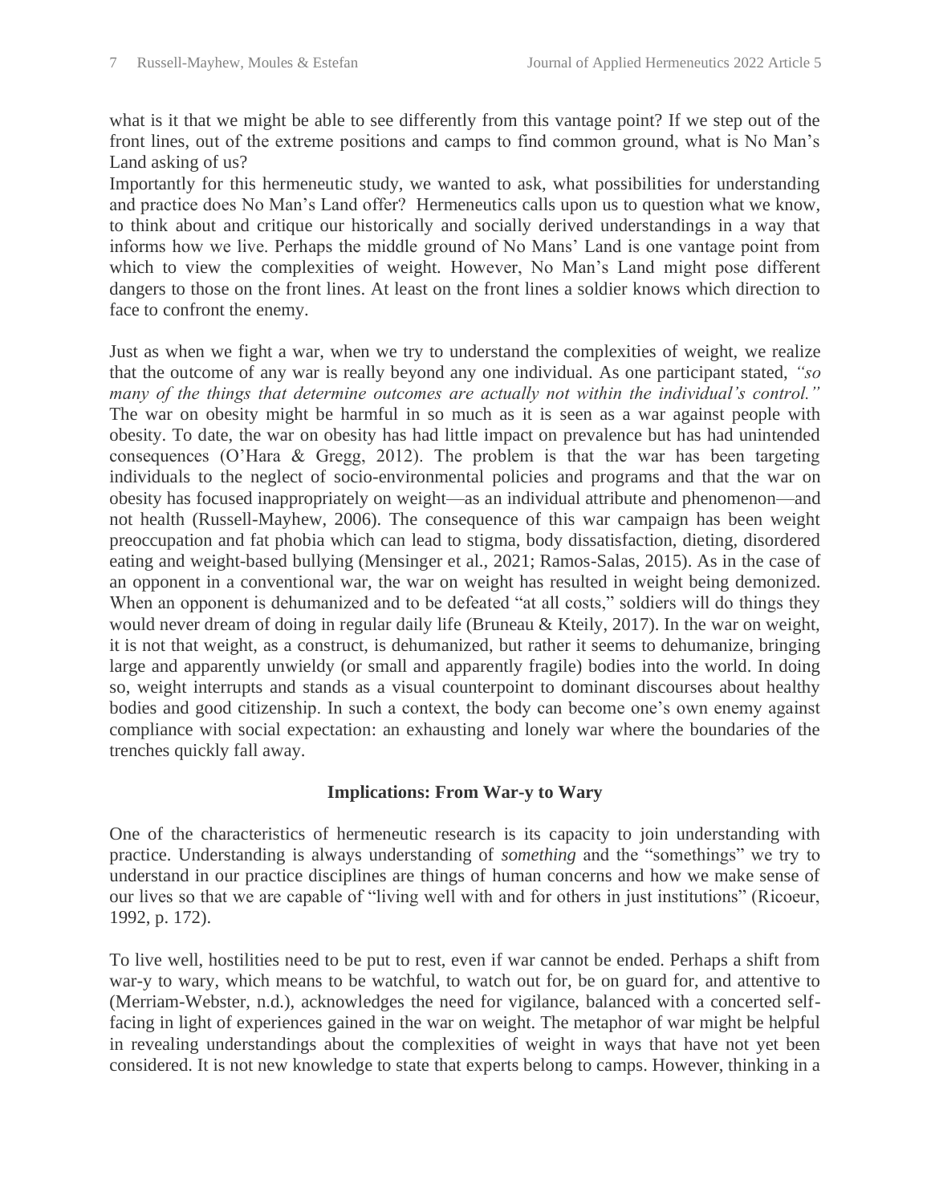what is it that we might be able to see differently from this vantage point? If we step out of the front lines, out of the extreme positions and camps to find common ground, what is No Man's Land asking of us?

Importantly for this hermeneutic study, we wanted to ask, what possibilities for understanding and practice does No Man's Land offer? Hermeneutics calls upon us to question what we know, to think about and critique our historically and socially derived understandings in a way that informs how we live. Perhaps the middle ground of No Mans' Land is one vantage point from which to view the complexities of weight. However, No Man's Land might pose different dangers to those on the front lines. At least on the front lines a soldier knows which direction to face to confront the enemy.

Just as when we fight a war, when we try to understand the complexities of weight, we realize that the outcome of any war is really beyond any one individual. As one participant stated, *"so many of the things that determine outcomes are actually not within the individual's control."* The war on obesity might be harmful in so much as it is seen as a war against people with obesity. To date, the war on obesity has had little impact on prevalence but has had unintended consequences (O'Hara & Gregg, 2012). The problem is that the war has been targeting individuals to the neglect of socio-environmental policies and programs and that the war on obesity has focused inappropriately on weight—as an individual attribute and phenomenon—and not health (Russell-Mayhew, 2006). The consequence of this war campaign has been weight preoccupation and fat phobia which can lead to stigma, body dissatisfaction, dieting, disordered eating and weight-based bullying (Mensinger et al., 2021; Ramos-Salas, 2015). As in the case of an opponent in a conventional war, the war on weight has resulted in weight being demonized. When an opponent is dehumanized and to be defeated "at all costs," soldiers will do things they would never dream of doing in regular daily life (Bruneau & Kteily, 2017). In the war on weight, it is not that weight, as a construct, is dehumanized, but rather it seems to dehumanize, bringing large and apparently unwieldy (or small and apparently fragile) bodies into the world. In doing so, weight interrupts and stands as a visual counterpoint to dominant discourses about healthy bodies and good citizenship. In such a context, the body can become one's own enemy against compliance with social expectation: an exhausting and lonely war where the boundaries of the trenches quickly fall away.

## Implications: From War-y to Wary

One of the characteristics of hermeneutic research is its capacity to join understanding with practice. Understanding is always understanding of *something* and the "somethings" we try to understand in our practice disciplines are things of human concerns and how we make sense of our lives so that we are capable of "living well with and for others in just institutions" (Ricoeur, 1992, p. 172).

To live well, hostilities need to be put to rest, even if war cannot be ended. Perhaps a shift from war-y to wary, which means to be watchful, to watch out for, be on guard for, and attentive to (Merriam-Webster, n.d.), acknowledges the need for vigilance, balanced with a concerted self-facing in light of experiences gained in the war on weight. The metaphor of war might be helpful in revealing understandings about the complexities of weight in ways that have not yet been considered. It is not new knowledge to state that experts belong to camps. However, thinking in a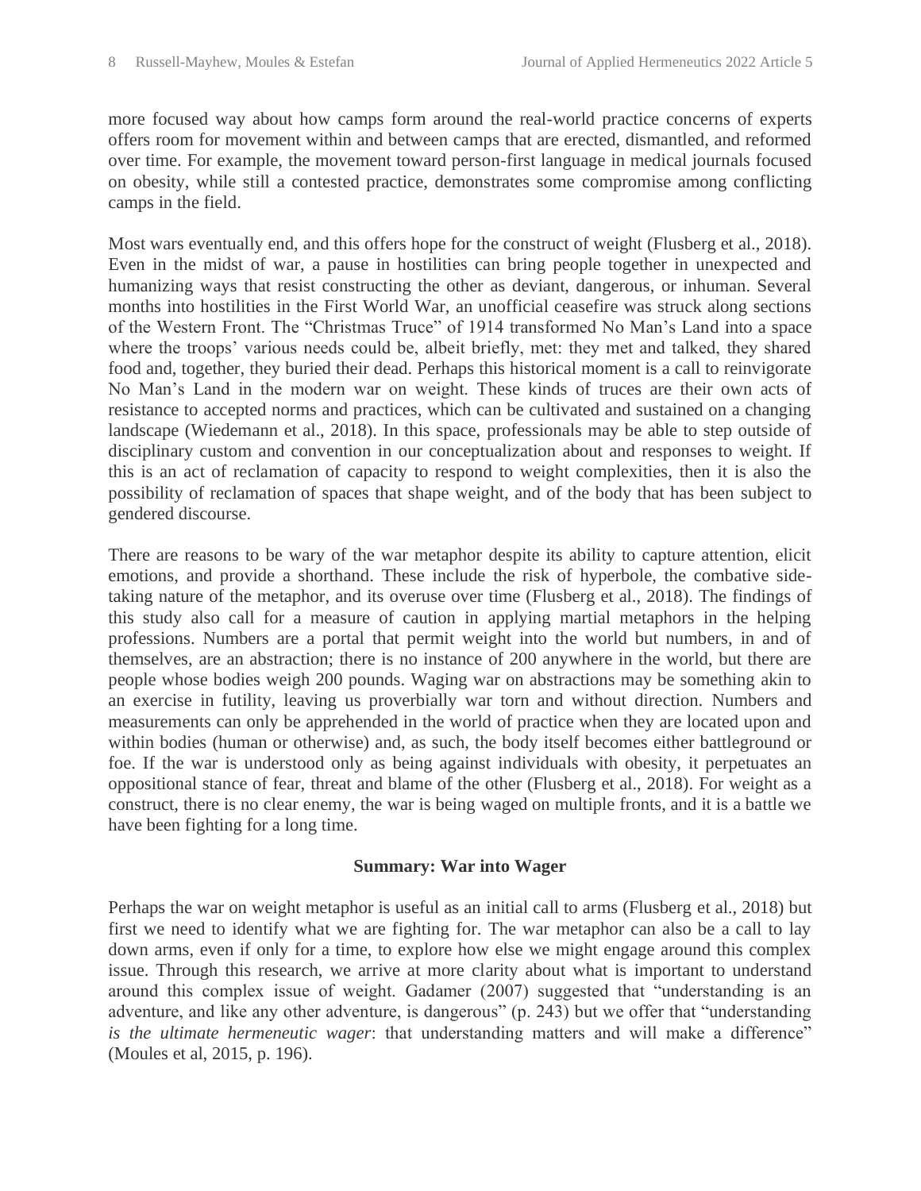more focused way about how camps form around the real-world practice concerns of experts offers room for movement within and between camps that are erected, dismantled, and reformed over time. For example, the movement toward person-first language in medical journals focused on obesity, while still a contested practice, demonstrates some compromise among conflicting camps in the field.

Most wars eventually end, and this offers hope for the construct of weight (Flusberg et al., 2018). Even in the midst of war, a pause in hostilities can bring people together in unexpected and humanizing ways that resist constructing the other as deviant, dangerous, or inhuman. Several months into hostilities in the First World War, an unofficial ceasefire was struck along sections of the Western Front. The "Christmas Truce" of 1914 transformed No Man's Land into a space where the troops' various needs could be, albeit briefly, met: they met and talked, they shared food and, together, they buried their dead. Perhaps this historical moment is a call to reinvigorate No Man's Land in the modern war on weight. These kinds of truces are their own acts of resistance to accepted norms and practices, which can be cultivated and sustained on a changing landscape (Wiedemann et al., 2018). In this space, professionals may be able to step outside of disciplinary custom and convention in our conceptualization about and responses to weight. If this is an act of reclamation of capacity to respond to weight complexities, then it is also the possibility of reclamation of spaces that shape weight, and of the body that has been subject to gendered discourse.

There are reasons to be wary of the war metaphor despite its ability to capture attention, elicit emotions, and provide a shorthand. These include the risk of hyperbole, the combative side-taking nature of the metaphor, and its overuse over time (Flusberg et al., 2018). The findings of this study also call for a measure of caution in applying martial metaphors in the helping professions. Numbers are a portal that permit weight into the world but numbers, in and of themselves, are an abstraction; there is no instance of 200 anywhere in the world, but there are people whose bodies weigh 200 pounds. Waging war on abstractions may be something akin to an exercise in futility, leaving us proverbially war torn and without direction. Numbers and measurements can only be apprehended in the world of practice when they are located upon and within bodies (human or otherwise) and, as such, the body itself becomes either battleground or foe. If the war is understood only as being against individuals with obesity, it perpetuates an oppositional stance of fear, threat and blame of the other (Flusberg et al., 2018). For weight as a construct, there is no clear enemy, the war is being waged on multiple fronts, and it is a battle we have been fighting for a long time.

## Summary: War into Wager

Perhaps the war on weight metaphor is useful as an initial call to arms (Flusberg et al., 2018) but first we need to identify what we are fighting for. The war metaphor can also be a call to lay down arms, even if only for a time, to explore how else we might engage around this complex issue. Through this research, we arrive at more clarity about what is important to understand around this complex issue of weight. Gadamer (2007) suggested that "understanding is an adventure, and like any other adventure, is dangerous" (p. 243) but we offer that "understanding *is the ultimate hermeneutic wager*: that understanding matters and will make a difference" (Moules et al, 2015, p. 196).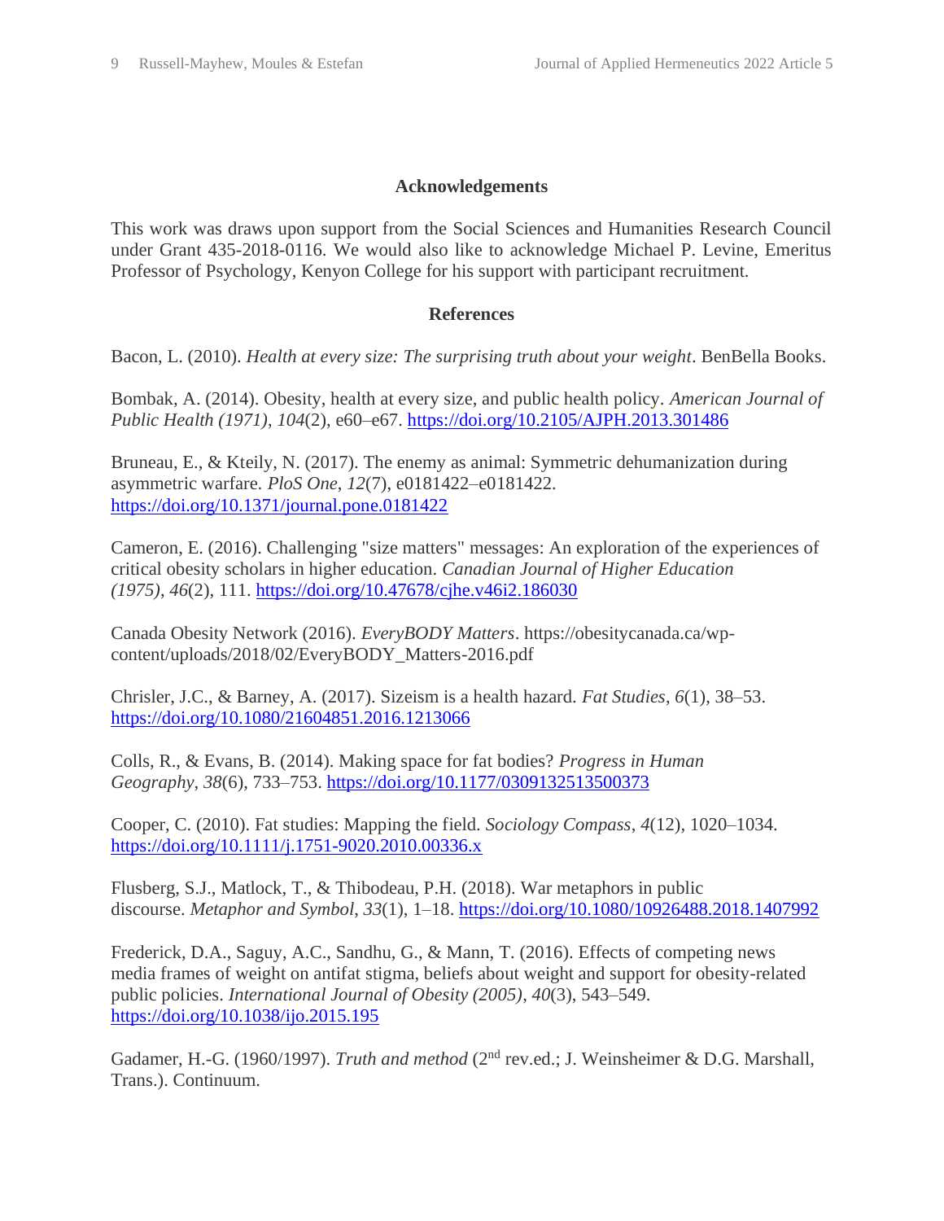## Acknowledgements

This work was draws upon support from the Social Sciences and Humanities Research Council under Grant 435-2018-0116. We would also like to acknowledge Michael P. Levine, Emeritus Professor of Psychology, Kenyon College for his support with participant recruitment.

## References

Bacon, L. (2010). *Health at every size: The surprising truth about your weight*. BenBella Books.

Bombak, A. (2014). Obesity, health at every size, and public health policy. *American Journal of Public Health (1971)*, *104*(2), e60–e67. https://doi.org/10.2105/AJPH.2013.301486

Bruneau, E., & Kteily, N. (2017). The enemy as animal: Symmetric dehumanization during asymmetric warfare. *PloS One*, *12*(7), e0181422–e0181422. https://doi.org/10.1371/journal.pone.0181422

Cameron, E. (2016). Challenging "size matters" messages: An exploration of the experiences of critical obesity scholars in higher education. *Canadian Journal of Higher Education (1975)*, *46*(2), 111. https://doi.org/10.47678/cjhe.v46i2.186030

Canada Obesity Network (2016). *EveryBODY Matters*. https://obesitycanada.ca/wp-content/uploads/2018/02/EveryBODY_Matters-2016.pdf

Chrisler, J.C., & Barney, A. (2017). Sizeism is a health hazard. *Fat Studies*, *6*(1), 38–53. https://doi.org/10.1080/21604851.2016.1213066

Colls, R., & Evans, B. (2014). Making space for fat bodies? *Progress in Human Geography*, *38*(6), 733–753. https://doi.org/10.1177/0309132513500373

Cooper, C. (2010). Fat studies: Mapping the field. *Sociology Compass*, *4*(12), 1020–1034. https://doi.org/10.1111/j.1751-9020.2010.00336.x

Flusberg, S.J., Matlock, T., & Thibodeau, P.H. (2018). War metaphors in public discourse. *Metaphor and Symbol*, *33*(1), 1–18. https://doi.org/10.1080/10926488.2018.1407992

Frederick, D.A., Saguy, A.C., Sandhu, G., & Mann, T. (2016). Effects of competing news media frames of weight on antifat stigma, beliefs about weight and support for obesity-related public policies. *International Journal of Obesity (2005)*, *40*(3), 543–549. https://doi.org/10.1038/ijo.2015.195

Gadamer, H.-G. (1960/1997). *Truth and method* (2nd rev.ed.; J. Weinsheimer & D.G. Marshall, Trans.). Continuum.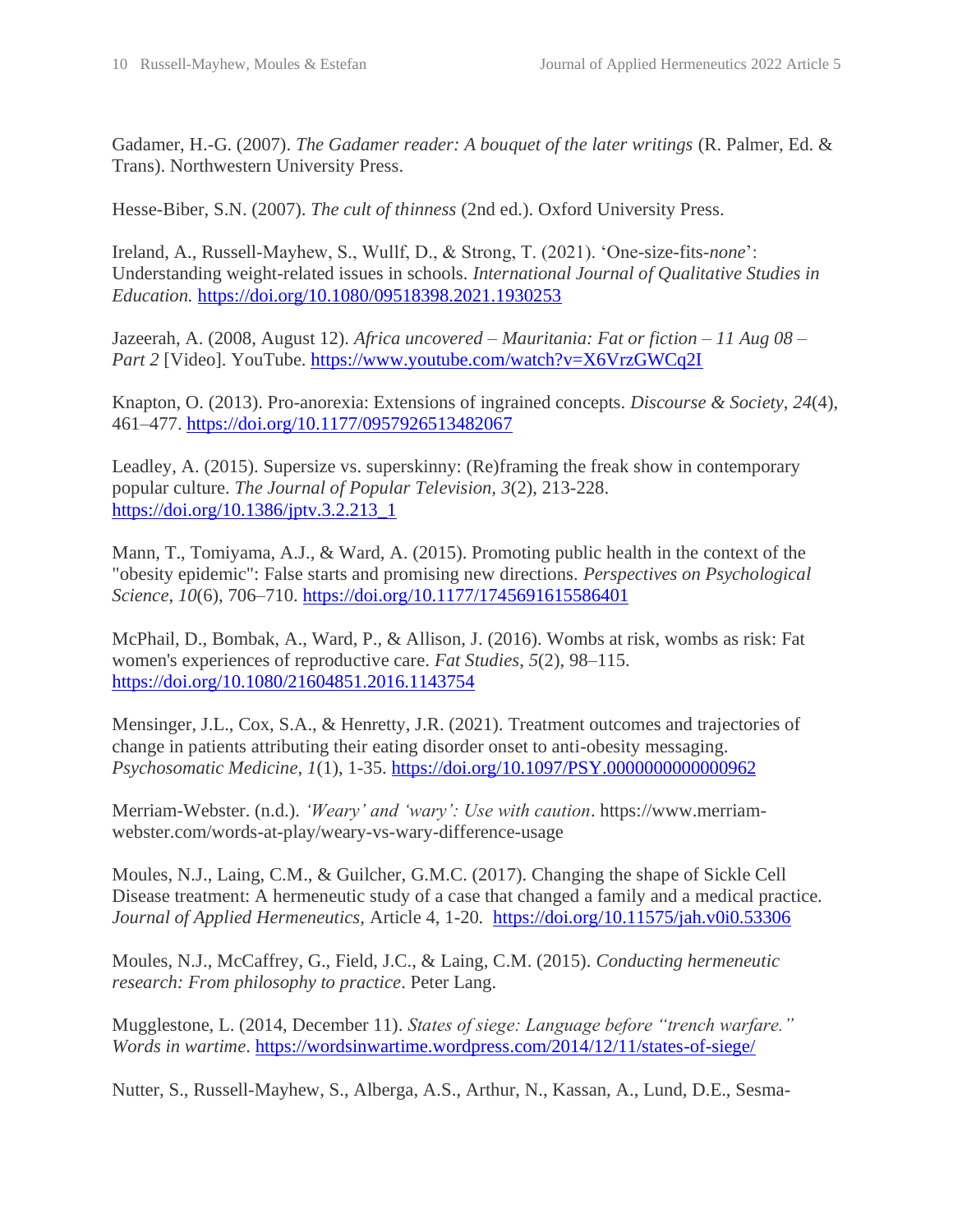Gadamer, H.-G. (2007). *The Gadamer reader: A bouquet of the later writings* (R. Palmer, Ed. & Trans). Northwestern University Press.

Hesse-Biber, S.N. (2007). *The cult of thinness* (2nd ed.). Oxford University Press.

Ireland, A., Russell-Mayhew, S., Wulff, D., & Strong, T. (2021). 'One-size-fits-*none*': Understanding weight-related issues in schools. *International Journal of Qualitative Studies in Education.* https://doi.org/10.1080/09518398.2021.1930253

Jazeerah, A. (2008, August 12). *Africa uncovered – Mauritania: Fat or fiction – 11 Aug 08 – Part 2* [Video]. YouTube. https://www.youtube.com/watch?v=X6VrzGWCq2I

Knapton, O. (2013). Pro-anorexia: Extensions of ingrained concepts. *Discourse & Society*, *24*(4), 461–477. https://doi.org/10.1177/0957926513482067

Leadley, A. (2015). Supersize vs. superskinny: (Re)framing the freak show in contemporary popular culture. *The Journal of Popular Television*, *3*(2), 213-228. https://doi.org/10.1386/jptv.3.2.213_1

Mann, T., Tomiyama, A.J., & Ward, A. (2015). Promoting public health in the context of the "obesity epidemic": False starts and promising new directions. *Perspectives on Psychological Science*, *10*(6), 706–710. https://doi.org/10.1177/1745691615586401

McPhail, D., Bombak, A., Ward, P., & Allison, J. (2016). Wombs at risk, wombs as risk: Fat women's experiences of reproductive care. *Fat Studies*, *5*(2), 98–115. https://doi.org/10.1080/21604851.2016.1143754

Mensinger, J.L., Cox, S.A., & Henretty, J.R. (2021). Treatment outcomes and trajectories of change in patients attributing their eating disorder onset to anti-obesity messaging. *Psychosomatic Medicine, 1*(1), 1-35. https://doi.org/10.1097/PSY.0000000000000962

Merriam-Webster. (n.d.). *'Weary' and 'wary': Use with caution*. https://www.merriam-webster.com/words-at-play/weary-vs-wary-difference-usage

Moules, N.J., Laing, C.M., & Guilcher, G.M.C. (2017). Changing the shape of Sickle Cell Disease treatment: A hermeneutic study of a case that changed a family and a medical practice. *Journal of Applied Hermeneutics*, Article 4, 1-20. https://doi.org/10.11575/jah.v0i0.53306

Moules, N.J., McCaffrey, G., Field, J.C., & Laing, C.M. (2015). *Conducting hermeneutic research: From philosophy to practice*. Peter Lang.

Mugglestone, L. (2014, December 11). *States of siege: Language before "trench warfare." Words in wartime*. https://wordsinwartime.wordpress.com/2014/12/11/states-of-siege/

Nutter, S., Russell-Mayhew, S., Alberga, A.S., Arthur, N., Kassan, A., Lund, D.E., Sesma-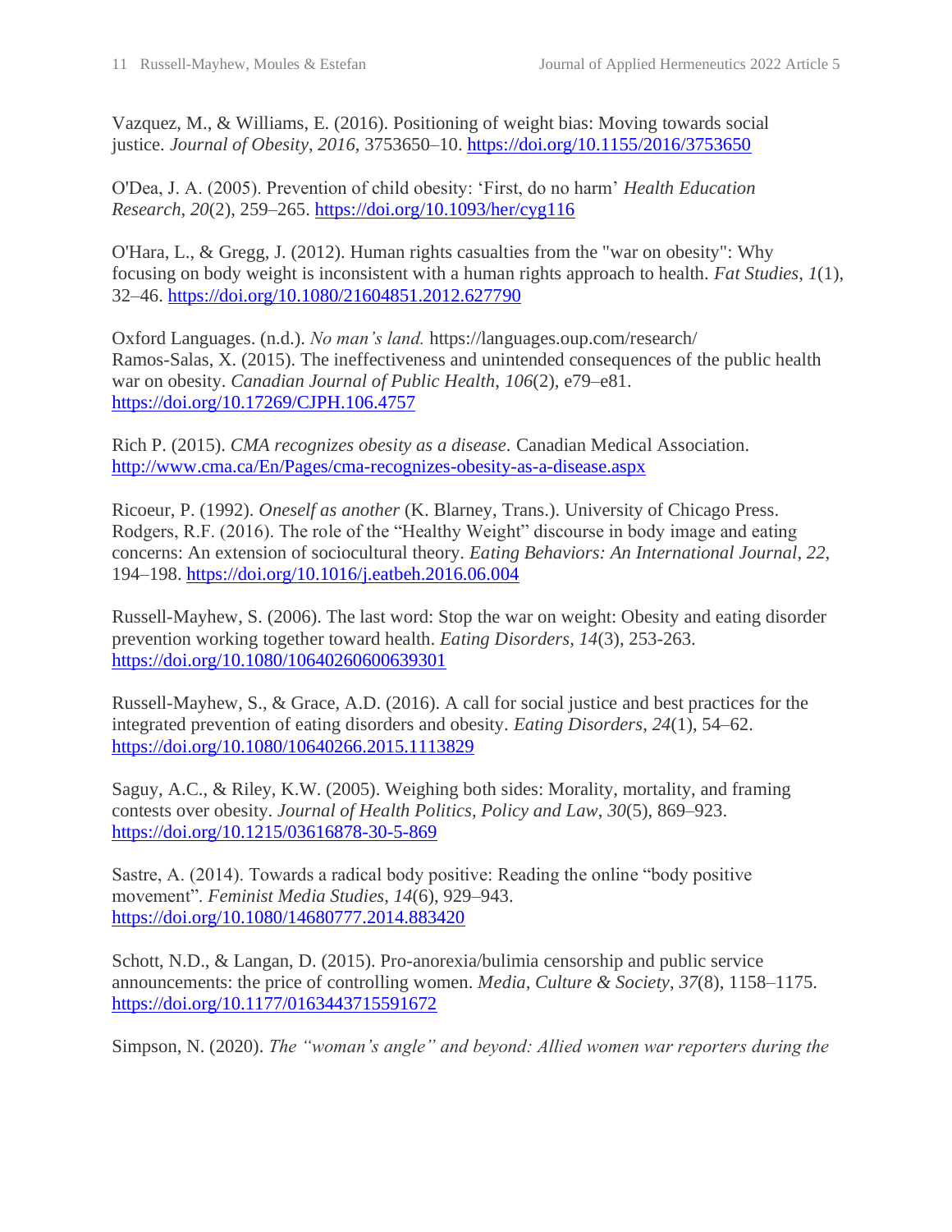Vazquez, M., & Williams, E. (2016). Positioning of weight bias: Moving towards social justice. *Journal of Obesity*, *2016*, 3753650–10. https://doi.org/10.1155/2016/3753650

O'Dea, J. A. (2005). Prevention of child obesity: 'First, do no harm' *Health Education Research*, *20*(2), 259–265. https://doi.org/10.1093/her/cyg116

O'Hara, L., & Gregg, J. (2012). Human rights casualties from the "war on obesity": Why focusing on body weight is inconsistent with a human rights approach to health. *Fat Studies*, *1*(1), 32–46. https://doi.org/10.1080/21604851.2012.627790

Oxford Languages. (n.d.). *No man's land.* https://languages.oup.com/research/

Ramos-Salas, X. (2015). The ineffectiveness and unintended consequences of the public health war on obesity. *Canadian Journal of Public Health*, *106*(2), e79–e81. https://doi.org/10.17269/CJPH.106.4757

Rich P. (2015). *CMA recognizes obesity as a disease*. Canadian Medical Association. http://www.cma.ca/En/Pages/cma-recognizes-obesity-as-a-disease.aspx

Ricoeur, P. (1992). *Oneself as another* (K. Blarney, Trans.). University of Chicago Press.

Rodgers, R.F. (2016). The role of the "Healthy Weight" discourse in body image and eating concerns: An extension of sociocultural theory. *Eating Behaviors: An International Journal*, *22*, 194–198. https://doi.org/10.1016/j.eatbeh.2016.06.004

Russell-Mayhew, S. (2006). The last word: Stop the war on weight: Obesity and eating disorder prevention working together toward health. *Eating Disorders*, *14*(3), 253-263. https://doi.org/10.1080/10640260600639301

Russell-Mayhew, S., & Grace, A.D. (2016). A call for social justice and best practices for the integrated prevention of eating disorders and obesity. *Eating Disorders*, *24*(1), 54–62. https://doi.org/10.1080/10640266.2015.1113829

Saguy, A.C., & Riley, K.W. (2005). Weighing both sides: Morality, mortality, and framing contests over obesity. *Journal of Health Politics, Policy and Law*, *30*(5), 869–923. https://doi.org/10.1215/03616878-30-5-869

Sastre, A. (2014). Towards a radical body positive: Reading the online "body positive movement". *Feminist Media Studies*, *14*(6), 929–943. https://doi.org/10.1080/14680777.2014.883420

Schott, N.D., & Langan, D. (2015). Pro-anorexia/bulimia censorship and public service announcements: the price of controlling women. *Media, Culture & Society*, *37*(8), 1158–1175. https://doi.org/10.1177/0163443715591672

Simpson, N. (2020). *The "woman's angle" and beyond: Allied women war reporters during the*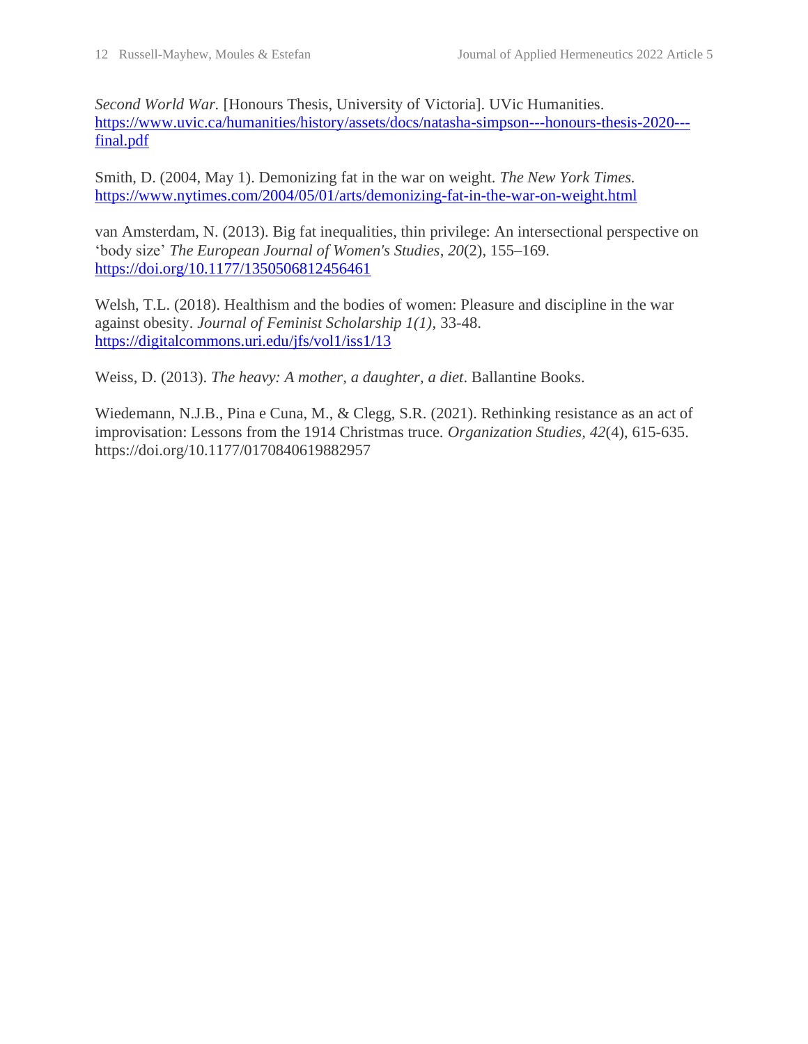*Second World War.* [Honours Thesis, University of Victoria]. UVic Humanities. https://www.uvic.ca/humanities/history/assets/docs/natasha-simpson---honours-thesis-2020---final.pdf

Smith, D. (2004, May 1). Demonizing fat in the war on weight. *The New York Times.* https://www.nytimes.com/2004/05/01/arts/demonizing-fat-in-the-war-on-weight.html

van Amsterdam, N. (2013). Big fat inequalities, thin privilege: An intersectional perspective on 'body size' *The European Journal of Women's Studies*, *20*(2), 155–169. https://doi.org/10.1177/1350506812456461

Welsh, T.L. (2018). Healthism and the bodies of women: Pleasure and discipline in the war against obesity. *Journal of Feminist Scholarship 1(1),* 33-48. https://digitalcommons.uri.edu/jfs/vol1/iss1/13

Weiss, D. (2013). *The heavy: A mother, a daughter, a diet*. Ballantine Books.

Wiedemann, N.J.B., Pina e Cuna, M., & Clegg, S.R. (2021). Rethinking resistance as an act of improvisation: Lessons from the 1914 Christmas truce. *Organization Studies*, *42*(4), 615-635. https://doi.org/10.1177/0170840619882957